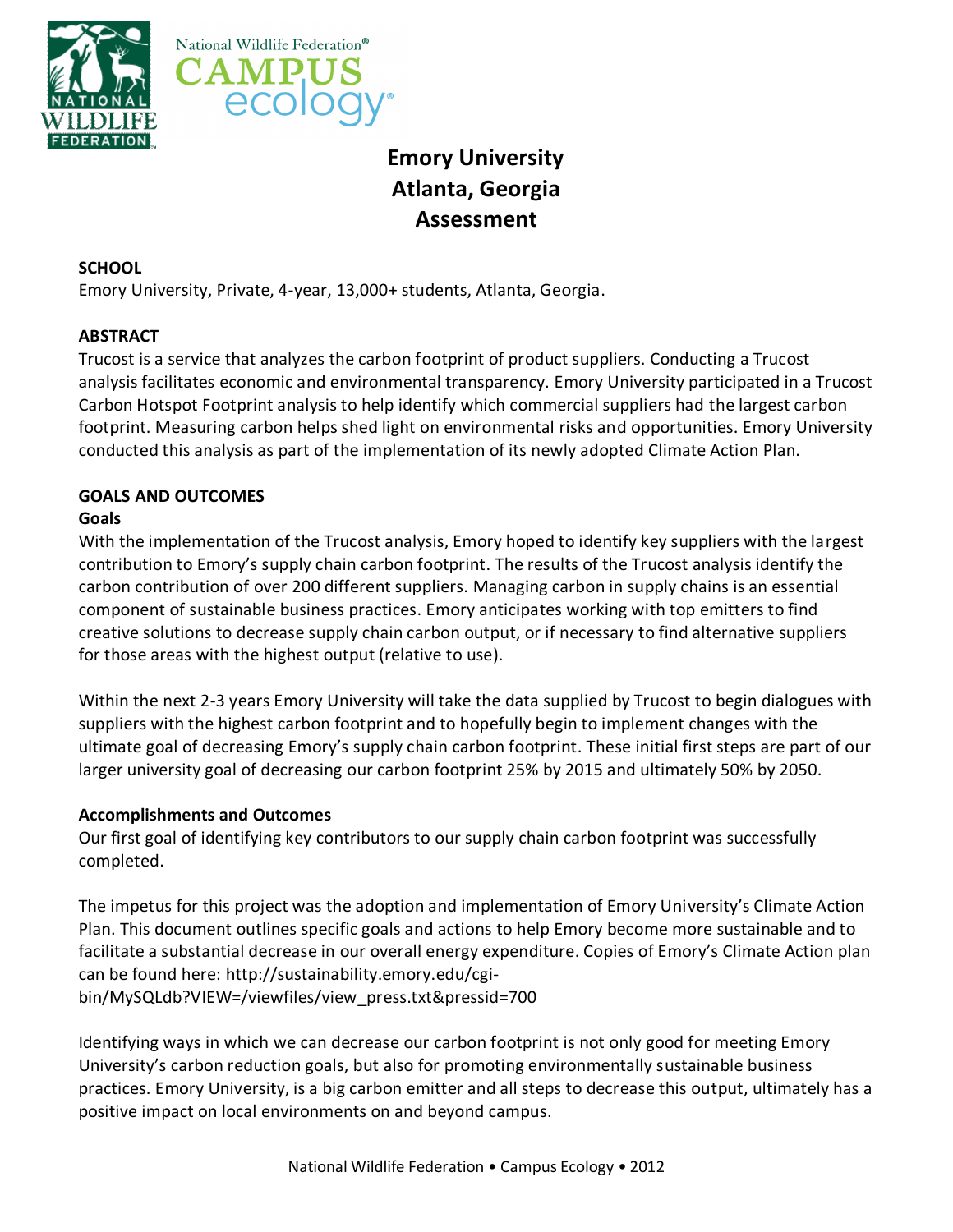# Emory University
## Atlanta, Georgia
## Assessment

**SCHOOL**

Emory University, Private, 4-year, 13,000+ students, Atlanta, Georgia.

**ABSTRACT**

Trucost is a service that analyzes the carbon footprint of product suppliers. Conducting a Trucost analysis facilitates economic and environmental transparency. Emory University participated in a Trucost Carbon Hotspot Footprint analysis to help identify which commercial suppliers had the largest carbon footprint. Measuring carbon helps shed light on environmental risks and opportunities. Emory University conducted this analysis as part of the implementation of its newly adopted Climate Action Plan.

**GOALS AND OUTCOMES**

**Goals**

With the implementation of the Trucost analysis, Emory hoped to identify key suppliers with the largest contribution to Emory's supply chain carbon footprint. The results of the Trucost analysis identify the carbon contribution of over 200 different suppliers. Managing carbon in supply chains is an essential component of sustainable business practices. Emory anticipates working with top emitters to find creative solutions to decrease supply chain carbon output, or if necessary to find alternative suppliers for those areas with the highest output (relative to use).

Within the next 2-3 years Emory University will take the data supplied by Trucost to begin dialogues with suppliers with the highest carbon footprint and to hopefully begin to implement changes with the ultimate goal of decreasing Emory's supply chain carbon footprint. These initial first steps are part of our larger university goal of decreasing our carbon footprint 25% by 2015 and ultimately 50% by 2050.

**Accomplishments and Outcomes**

Our first goal of identifying key contributors to our supply chain carbon footprint was successfully completed.

The impetus for this project was the adoption and implementation of Emory University's Climate Action Plan. This document outlines specific goals and actions to help Emory become more sustainable and to facilitate a substantial decrease in our overall energy expenditure. Copies of Emory's Climate Action plan can be found here: http://sustainability.emory.edu/cgi-bin/MySQLdb?VIEW=/viewfiles/view_press.txt&pressid=700

Identifying ways in which we can decrease our carbon footprint is not only good for meeting Emory University's carbon reduction goals, but also for promoting environmentally sustainable business practices. Emory University, is a big carbon emitter and all steps to decrease this output, ultimately has a positive impact on local environments on and beyond campus.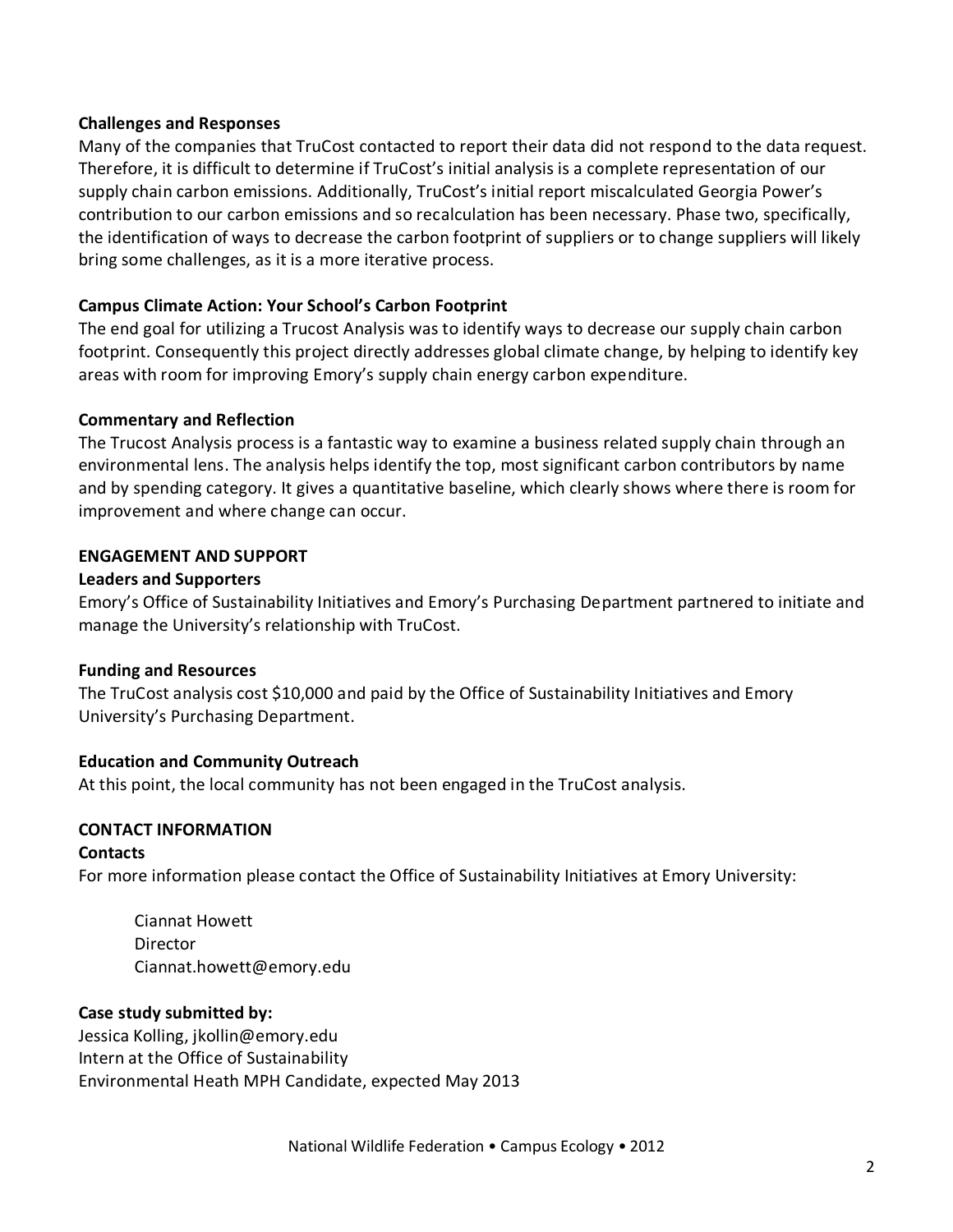**Challenges and Responses**

Many of the companies that TruCost contacted to report their data did not respond to the data request. Therefore, it is difficult to determine if TruCost's initial analysis is a complete representation of our supply chain carbon emissions. Additionally, TruCost's initial report miscalculated Georgia Power's contribution to our carbon emissions and so recalculation has been necessary. Phase two, specifically, the identification of ways to decrease the carbon footprint of suppliers or to change suppliers will likely bring some challenges, as it is a more iterative process.

**Campus Climate Action: Your School's Carbon Footprint**

The end goal for utilizing a Trucost Analysis was to identify ways to decrease our supply chain carbon footprint. Consequently this project directly addresses global climate change, by helping to identify key areas with room for improving Emory's supply chain energy carbon expenditure.

**Commentary and Reflection**

The Trucost Analysis process is a fantastic way to examine a business related supply chain through an environmental lens. The analysis helps identify the top, most significant carbon contributors by name and by spending category. It gives a quantitative baseline, which clearly shows where there is room for improvement and where change can occur.

## ENGAGEMENT AND SUPPORT

**Leaders and Supporters**

Emory's Office of Sustainability Initiatives and Emory's Purchasing Department partnered to initiate and manage the University's relationship with TruCost.

**Funding and Resources**

The TruCost analysis cost $10,000 and paid by the Office of Sustainability Initiatives and Emory University's Purchasing Department.

**Education and Community Outreach**

At this point, the local community has not been engaged in the TruCost analysis.

## CONTACT INFORMATION

**Contacts**

For more information please contact the Office of Sustainability Initiatives at Emory University:

Ciannat Howett
Director
Ciannat.howett@emory.edu

**Case study submitted by:**

Jessica Kolling, jkollin@emory.edu
Intern at the Office of Sustainability
Environmental Heath MPH Candidate, expected May 2013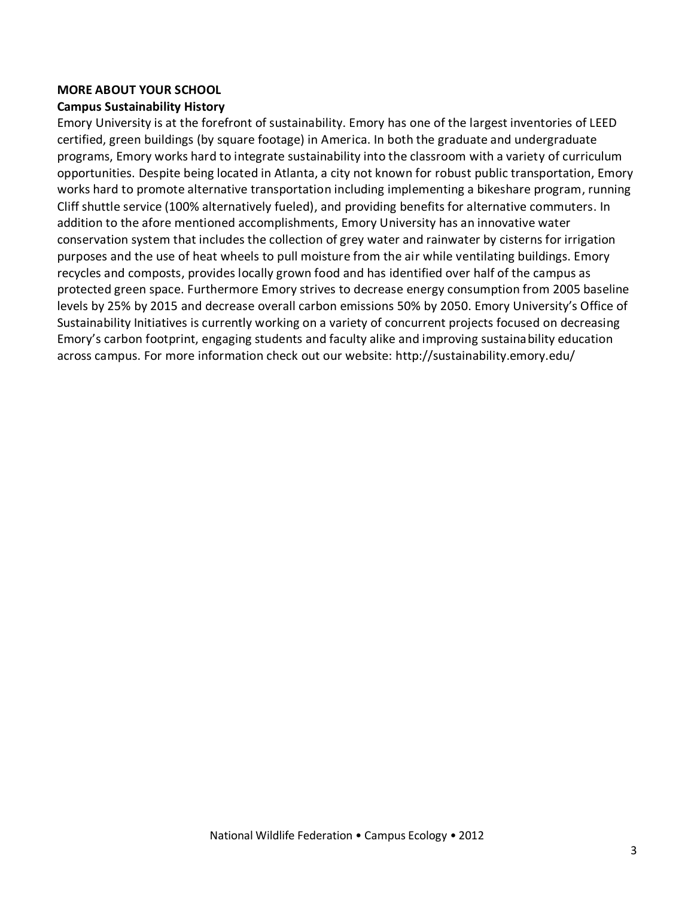**MORE ABOUT YOUR SCHOOL**

**Campus Sustainability History**

Emory University is at the forefront of sustainability. Emory has one of the largest inventories of LEED certified, green buildings (by square footage) in America. In both the graduate and undergraduate programs, Emory works hard to integrate sustainability into the classroom with a variety of curriculum opportunities. Despite being located in Atlanta, a city not known for robust public transportation, Emory works hard to promote alternative transportation including implementing a bikeshare program, running Cliff shuttle service (100% alternatively fueled), and providing benefits for alternative commuters. In addition to the afore mentioned accomplishments, Emory University has an innovative water conservation system that includes the collection of grey water and rainwater by cisterns for irrigation purposes and the use of heat wheels to pull moisture from the air while ventilating buildings. Emory recycles and composts, provides locally grown food and has identified over half of the campus as protected green space. Furthermore Emory strives to decrease energy consumption from 2005 baseline levels by 25% by 2015 and decrease overall carbon emissions 50% by 2050. Emory University's Office of Sustainability Initiatives is currently working on a variety of concurrent projects focused on decreasing Emory's carbon footprint, engaging students and faculty alike and improving sustainability education across campus. For more information check out our website: http://sustainability.emory.edu/